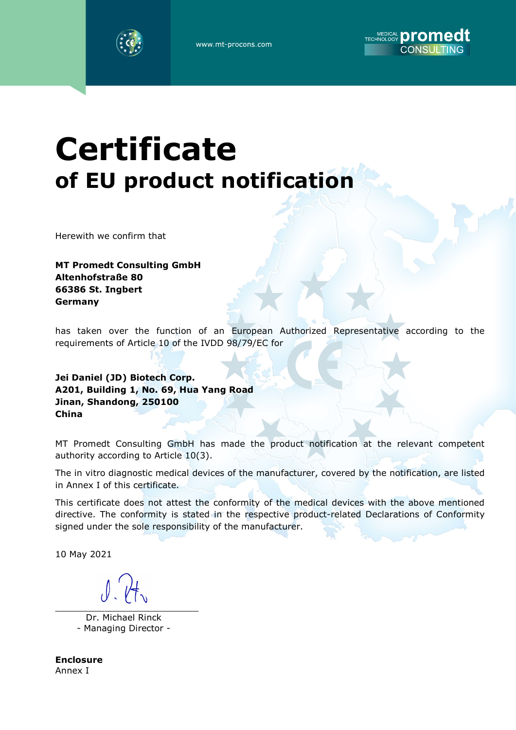www.mt-procons.com

MEDICAL TECHNOLOGY promedt CONSULTING

# Certificate
## of EU product notification

Herewith we confirm that

**MT Promedt Consulting GmbH**
**Altenhofstraße 80**
**66386 St. Ingbert**
**Germany**

has taken over the function of an European Authorized Representative according to the requirements of Article 10 of the IVDD 98/79/EC for

**Jei Daniel (JD) Biotech Corp.**
**A201, Building 1, No. 69, Hua Yang Road**
**Jinan, Shandong, 250100**
**China**

MT Promedt Consulting GmbH has made the product notification at the relevant competent authority according to Article 10(3).

The in vitro diagnostic medical devices of the manufacturer, covered by the notification, are listed in Annex I of this certificate.

This certificate does not attest the conformity of the medical devices with the above mentioned directive. The conformity is stated in the respective product-related Declarations of Conformity signed under the sole responsibility of the manufacturer.

10 May 2021

Dr. Michael Rinck
\- Managing Director -

**Enclosure**
Annex I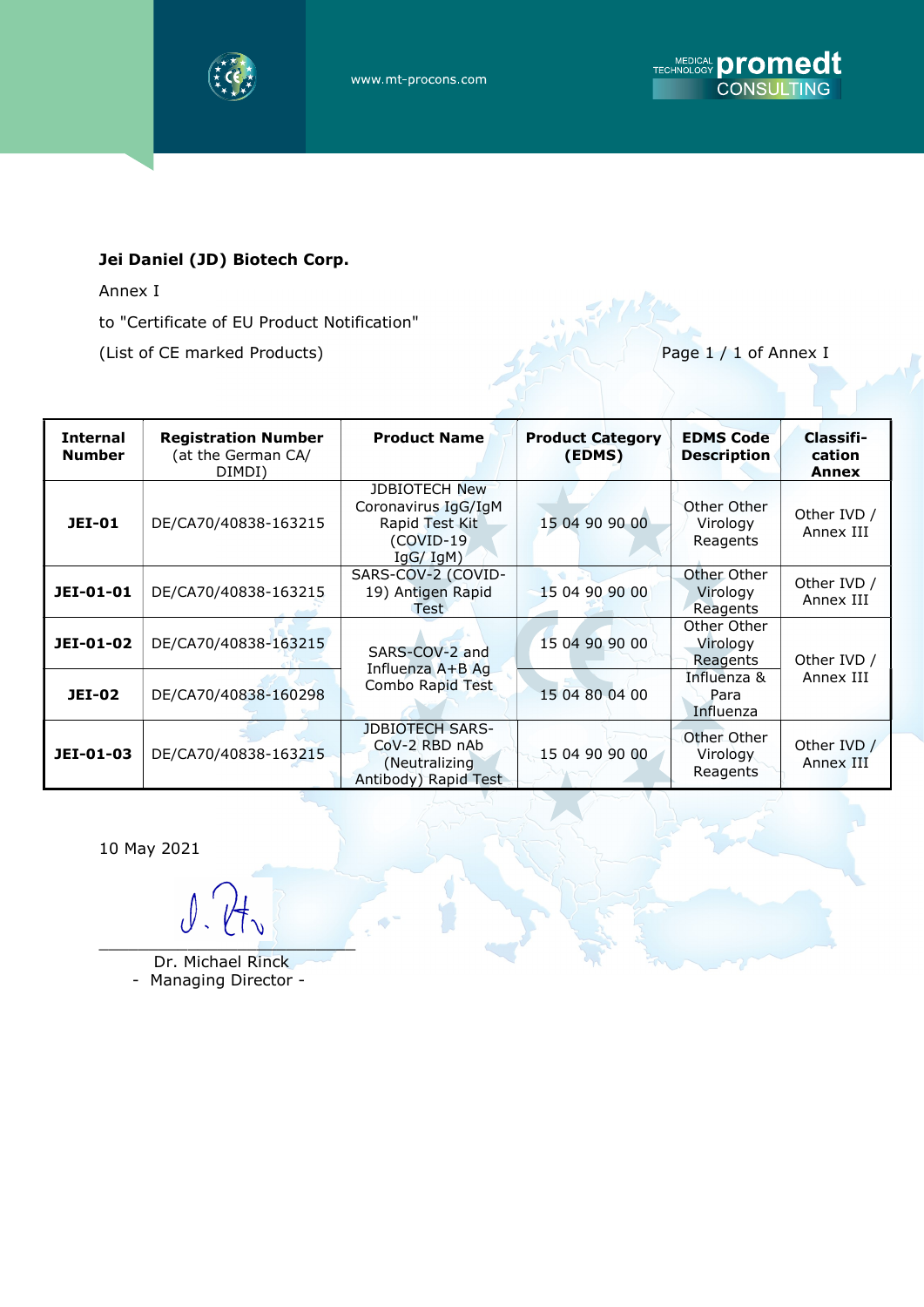**Jei Daniel (JD) Biotech Corp.**

Annex I

to "Certificate of EU Product Notification"

(List of CE marked Products)

Page 1 / 1 of Annex I

| Internal Number | Registration Number (at the German CA/ DIMDI) | Product Name | Product Category (EDMS) | EDMS Code Description | Classifi-cation Annex |
|---|---|---|---|---|---|
| **JEI-01** | DE/CA70/40838-163215 | JDBIOTECH New Coronavirus IgG/IgM Rapid Test Kit (COVID-19 IgG/ IgM) | 15 04 90 90 00 | Other Other Virology Reagents | Other IVD / Annex III |
| **JEI-01-01** | DE/CA70/40838-163215 | SARS-COV-2 (COVID-19) Antigen Rapid Test | 15 04 90 90 00 | Other Other Virology Reagents | Other IVD / Annex III |
| **JEI-01-02** | DE/CA70/40838-163215 | SARS-COV-2 and Influenza A+B Ag Combo Rapid Test | 15 04 90 90 00 | Other Other Virology Reagents | Other IVD / Annex III |
| **JEI-02** | DE/CA70/40838-160298 | | 15 04 80 04 00 | Influenza & Para Influenza | |
| **JEI-01-03** | DE/CA70/40838-163215 | JDBIOTECH SARS-CoV-2 RBD nAb (Neutralizing Antibody) Rapid Test | 15 04 90 90 00 | Other Other Virology Reagents | Other IVD / Annex III |

10 May 2021

Dr. Michael Rinck

- Managing Director -